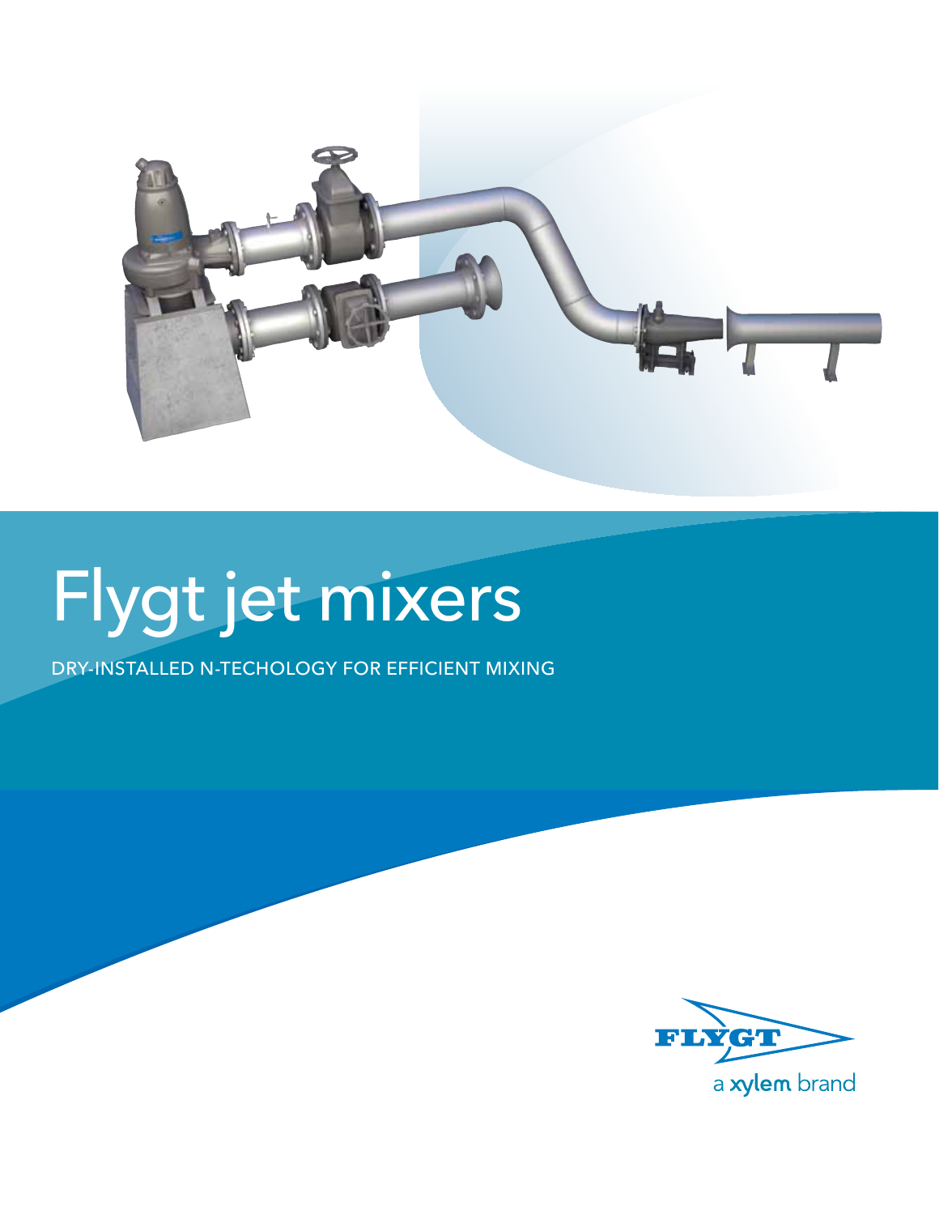# Flygt jet mixers

DRY-INSTALLED N-TECHOLOGY FOR EFFICIENT MIXING

FLYGT

a xylem brand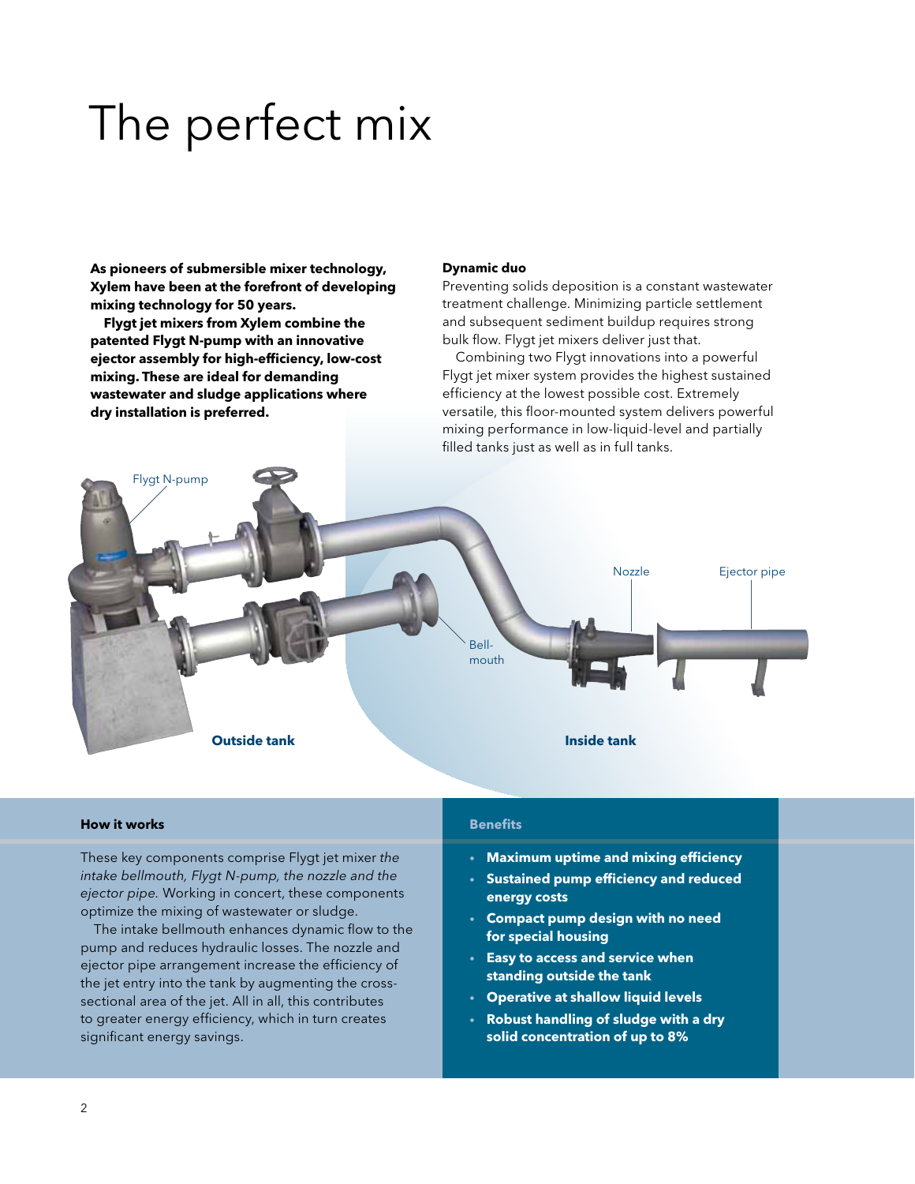# The perfect mix

**As pioneers of submersible mixer technology, Xylem have been at the forefront of developing mixing technology for 50 years.**

**Flygt jet mixers from Xylem combine the patented Flygt N-pump with an innovative ejector assembly for high-efficiency, low-cost mixing. These are ideal for demanding wastewater and sludge applications where dry installation is preferred.**

**Dynamic duo**

Preventing solids deposition is a constant wastewater treatment challenge. Minimizing particle settlement and subsequent sediment buildup requires strong bulk flow. Flygt jet mixers deliver just that.

Combining two Flygt innovations into a powerful Flygt jet mixer system provides the highest sustained efficiency at the lowest possible cost. Extremely versatile, this floor-mounted system delivers powerful mixing performance in low-liquid-level and partially filled tanks just as well as in full tanks.

Flygt N-pump

Bell-mouth

Nozzle

Ejector pipe

**Outside tank**

**Inside tank**

**How it works**

These key components comprise Flygt jet mixer *the intake bellmouth, Flygt N-pump, the nozzle and the ejector pipe.* Working in concert, these components optimize the mixing of wastewater or sludge.

The intake bellmouth enhances dynamic flow to the pump and reduces hydraulic losses. The nozzle and ejector pipe arrangement increase the efficiency of the jet entry into the tank by augmenting the cross-sectional area of the jet. All in all, this contributes to greater energy efficiency, which in turn creates significant energy savings.

**Benefits**

- **Maximum uptime and mixing efficiency**
- **Sustained pump efficiency and reduced energy costs**
- **Compact pump design with no need for special housing**
- **Easy to access and service when standing outside the tank**
- **Operative at shallow liquid levels**
- **Robust handling of sludge with a dry solid concentration of up to 8%**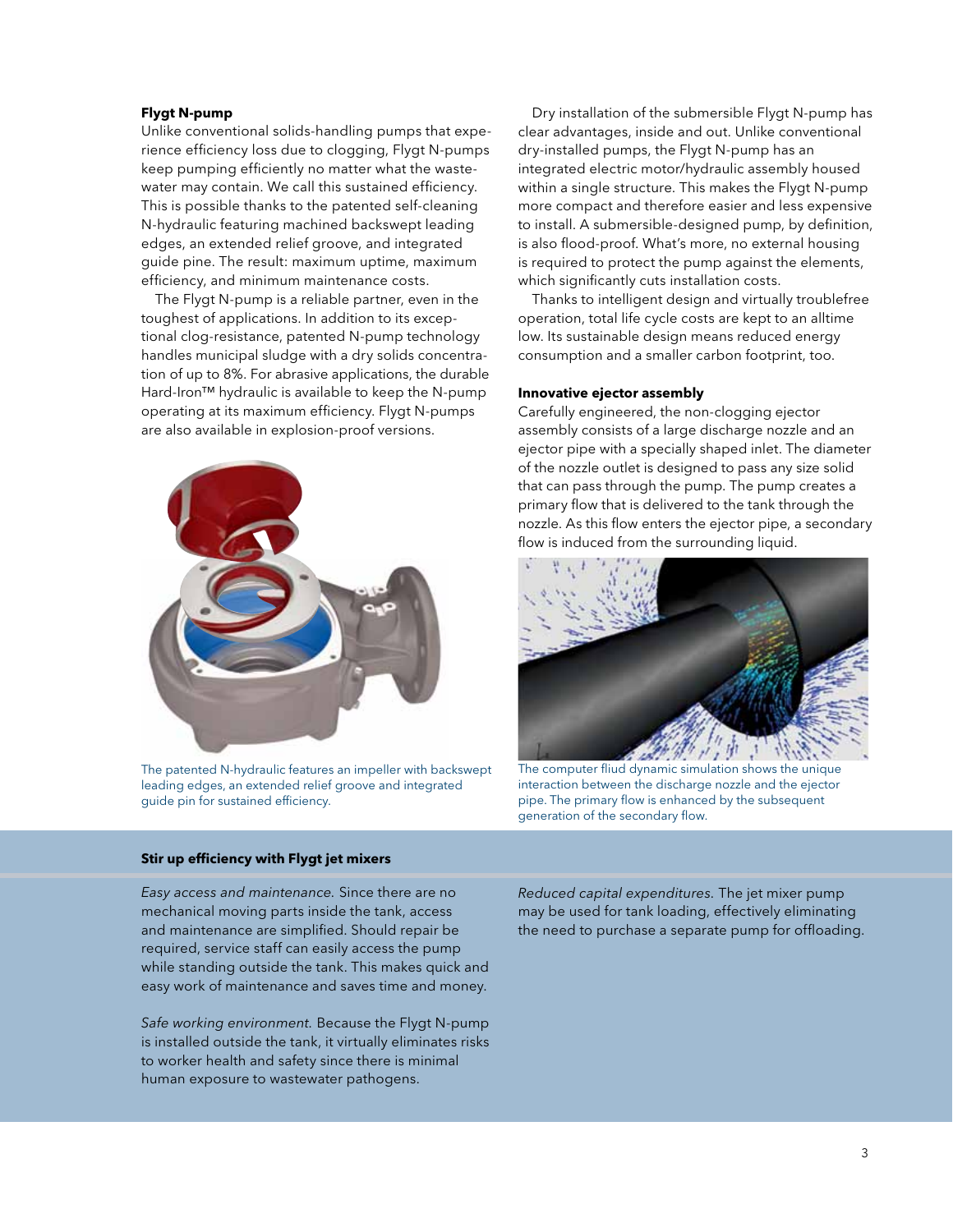### Flygt N-pump

Unlike conventional solids-handling pumps that experience efficiency loss due to clogging, Flygt N-pumps keep pumping efficiently no matter what the wastewater may contain. We call this sustained efficiency. This is possible thanks to the patented self-cleaning N-hydraulic featuring machined backswept leading edges, an extended relief groove, and integrated guide pine. The result: maximum uptime, maximum efficiency, and minimum maintenance costs.

The Flygt N-pump is a reliable partner, even in the toughest of applications. In addition to its exceptional clog-resistance, patented N-pump technology handles municipal sludge with a dry solids concentration of up to 8%. For abrasive applications, the durable Hard-Iron™ hydraulic is available to keep the N-pump operating at its maximum efficiency. Flygt N-pumps are also available in explosion-proof versions.

The patented N-hydraulic features an impeller with backswept leading edges, an extended relief groove and integrated guide pin for sustained efficiency.

Dry installation of the submersible Flygt N-pump has clear advantages, inside and out. Unlike conventional dry-installed pumps, the Flygt N-pump has an integrated electric motor/hydraulic assembly housed within a single structure. This makes the Flygt N-pump more compact and therefore easier and less expensive to install. A submersible-designed pump, by definition, is also flood-proof. What's more, no external housing is required to protect the pump against the elements, which significantly cuts installation costs.

Thanks to intelligent design and virtually troublefree operation, total life cycle costs are kept to an alltime low. Its sustainable design means reduced energy consumption and a smaller carbon footprint, too.

### Innovative ejector assembly

Carefully engineered, the non-clogging ejector assembly consists of a large discharge nozzle and an ejector pipe with a specially shaped inlet. The diameter of the nozzle outlet is designed to pass any size solid that can pass through the pump. The pump creates a primary flow that is delivered to the tank through the nozzle. As this flow enters the ejector pipe, a secondary flow is induced from the surrounding liquid.

The computer fliud dynamic simulation shows the unique interaction between the discharge nozzle and the ejector pipe. The primary flow is enhanced by the subsequent generation of the secondary flow.

### Stir up efficiency with Flygt jet mixers

*Easy access and maintenance.* Since there are no mechanical moving parts inside the tank, access and maintenance are simplified. Should repair be required, service staff can easily access the pump while standing outside the tank. This makes quick and easy work of maintenance and saves time and money.

*Safe working environment.* Because the Flygt N-pump is installed outside the tank, it virtually eliminates risks to worker health and safety since there is minimal human exposure to wastewater pathogens.

*Reduced capital expenditures.* The jet mixer pump may be used for tank loading, effectively eliminating the need to purchase a separate pump for offloading.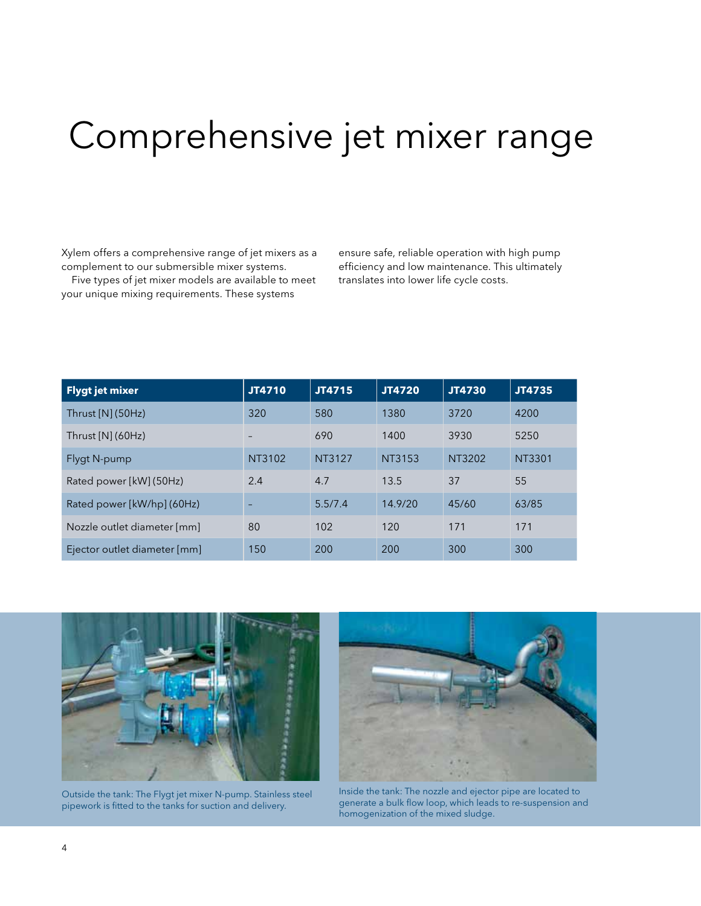# Comprehensive jet mixer range

Xylem offers a comprehensive range of jet mixers as a complement to our submersible mixer systems.

Five types of jet mixer models are available to meet your unique mixing requirements. These systems ensure safe, reliable operation with high pump efficiency and low maintenance. This ultimately translates into lower life cycle costs.

| Flygt jet mixer | JT4710 | JT4715 | JT4720 | JT4730 | JT4735 |
|---|---|---|---|---|---|
| Thrust [N] (50Hz) | 320 | 580 | 1380 | 3720 | 4200 |
| Thrust [N] (60Hz) | – | 690 | 1400 | 3930 | 5250 |
| Flygt N-pump | NT3102 | NT3127 | NT3153 | NT3202 | NT3301 |
| Rated power [kW] (50Hz) | 2.4 | 4.7 | 13.5 | 37 | 55 |
| Rated power [kW/hp] (60Hz) | – | 5.5/7.4 | 14.9/20 | 45/60 | 63/85 |
| Nozzle outlet diameter [mm] | 80 | 102 | 120 | 171 | 171 |
| Ejector outlet diameter [mm] | 150 | 200 | 200 | 300 | 300 |

Outside the tank: The Flygt jet mixer N-pump. Stainless steel pipework is fitted to the tanks for suction and delivery.

Inside the tank: The nozzle and ejector pipe are located to generate a bulk flow loop, which leads to re-suspension and homogenization of the mixed sludge.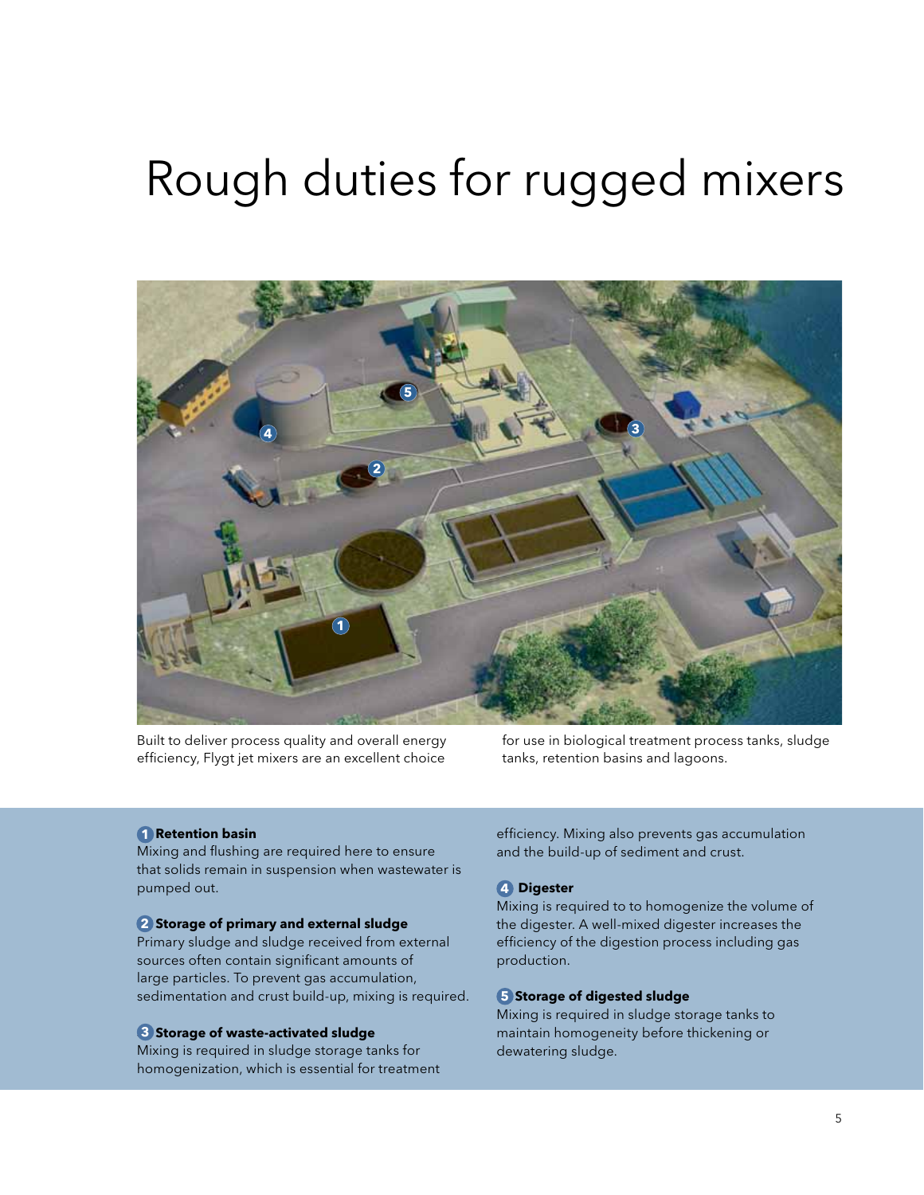# Rough duties for rugged mixers

Built to deliver process quality and overall energy efficiency, Flygt jet mixers are an excellent choice for use in biological treatment process tanks, sludge tanks, retention basins and lagoons.

**1 Retention basin**
Mixing and flushing are required here to ensure that solids remain in suspension when wastewater is pumped out.

**2 Storage of primary and external sludge**
Primary sludge and sludge received from external sources often contain significant amounts of large particles. To prevent gas accumulation, sedimentation and crust build-up, mixing is required.

**3 Storage of waste-activated sludge**
Mixing is required in sludge storage tanks for homogenization, which is essential for treatment efficiency. Mixing also prevents gas accumulation and the build-up of sediment and crust.

**4 Digester**
Mixing is required to to homogenize the volume of the digester. A well-mixed digester increases the efficiency of the digestion process including gas production.

**5 Storage of digested sludge**
Mixing is required in sludge storage tanks to maintain homogeneity before thickening or dewatering sludge.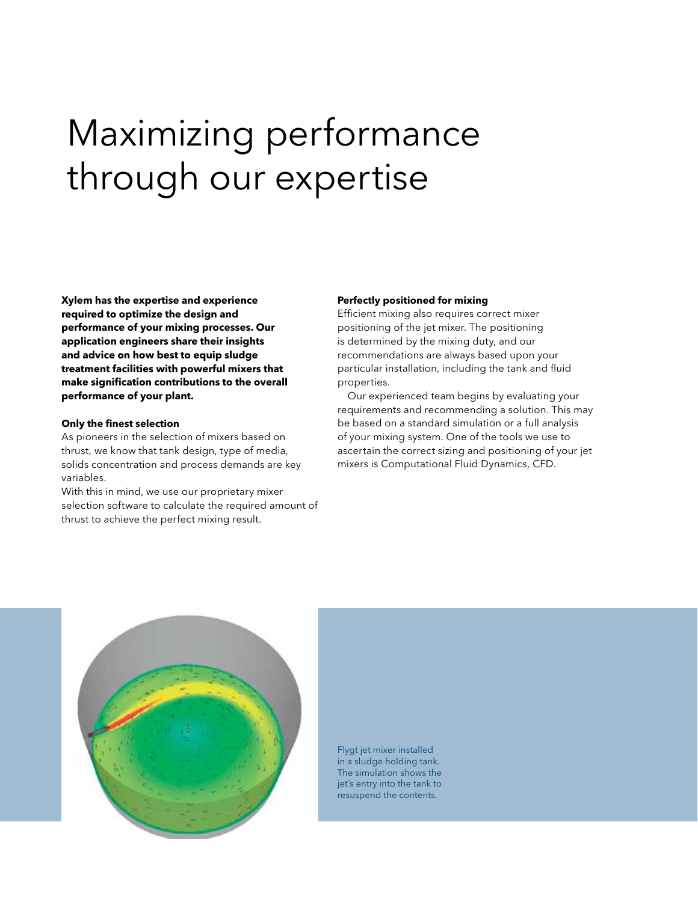# Maximizing performance through our expertise

**Xylem has the expertise and experience required to optimize the design and performance of your mixing processes. Our application engineers share their insights and advice on how best to equip sludge treatment facilities with powerful mixers that make signification contributions to the overall performance of your plant.**

### Only the finest selection

As pioneers in the selection of mixers based on thrust, we know that tank design, type of media, solids concentration and process demands are key variables.

With this in mind, we use our proprietary mixer selection software to calculate the required amount of thrust to achieve the perfect mixing result.

### Perfectly positioned for mixing

Efficient mixing also requires correct mixer positioning of the jet mixer. The positioning is determined by the mixing duty, and our recommendations are always based upon your particular installation, including the tank and fluid properties.

Our experienced team begins by evaluating your requirements and recommending a solution. This may be based on a standard simulation or a full analysis of your mixing system. One of the tools we use to ascertain the correct sizing and positioning of your jet mixers is Computational Fluid Dynamics, CFD.

Flygt jet mixer installed in a sludge holding tank. The simulation shows the jet's entry into the tank to resuspend the contents.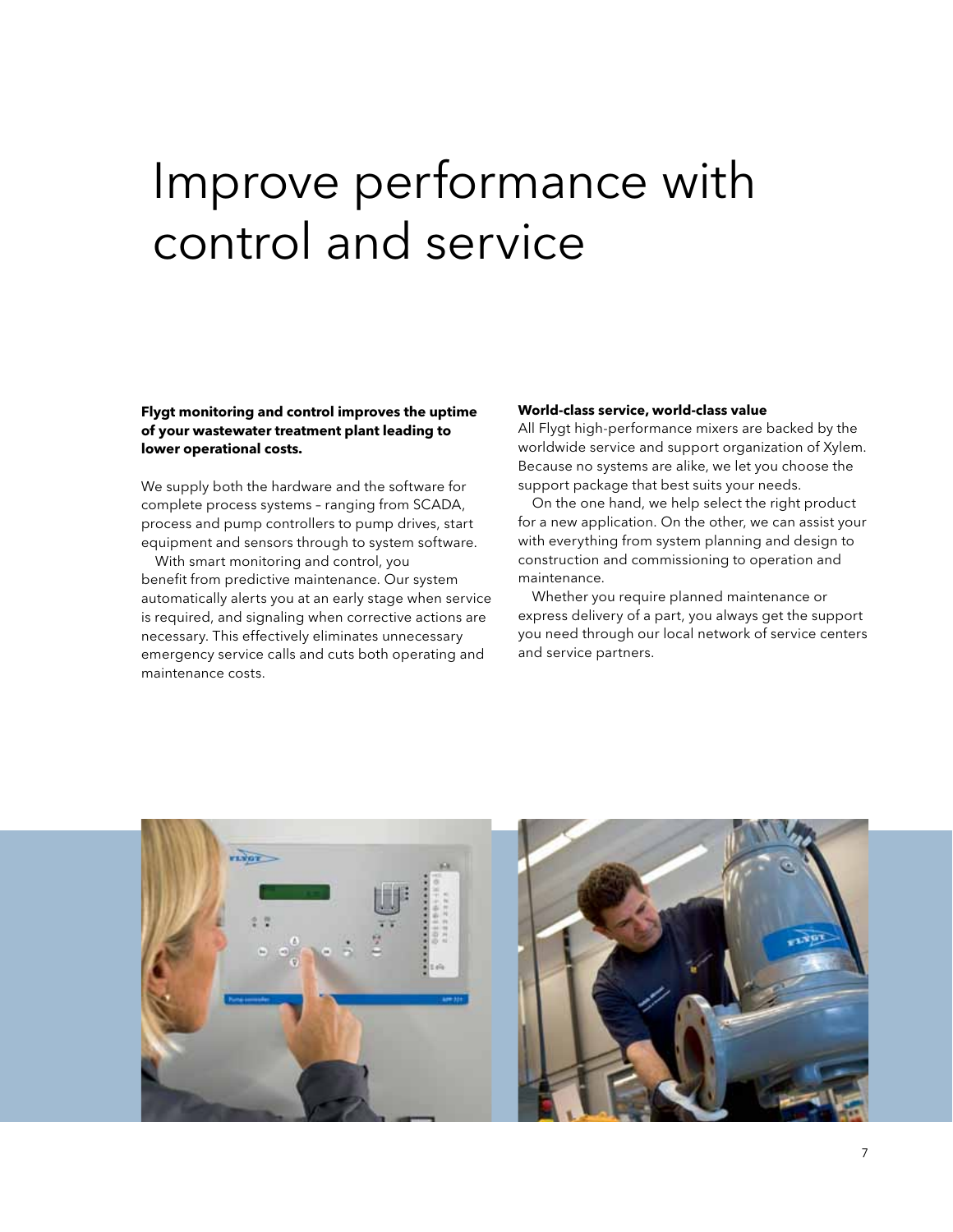# Improve performance with control and service

**Flygt monitoring and control improves the uptime of your wastewater treatment plant leading to lower operational costs.**

We supply both the hardware and the software for complete process systems – ranging from SCADA, process and pump controllers to pump drives, start equipment and sensors through to system software.

With smart monitoring and control, you benefit from predictive maintenance. Our system automatically alerts you at an early stage when service is required, and signaling when corrective actions are necessary. This effectively eliminates unnecessary emergency service calls and cuts both operating and maintenance costs.

**World-class service, world-class value**

All Flygt high-performance mixers are backed by the worldwide service and support organization of Xylem. Because no systems are alike, we let you choose the support package that best suits your needs.

On the one hand, we help select the right product for a new application. On the other, we can assist your with everything from system planning and design to construction and commissioning to operation and maintenance.

Whether you require planned maintenance or express delivery of a part, you always get the support you need through our local network of service centers and service partners.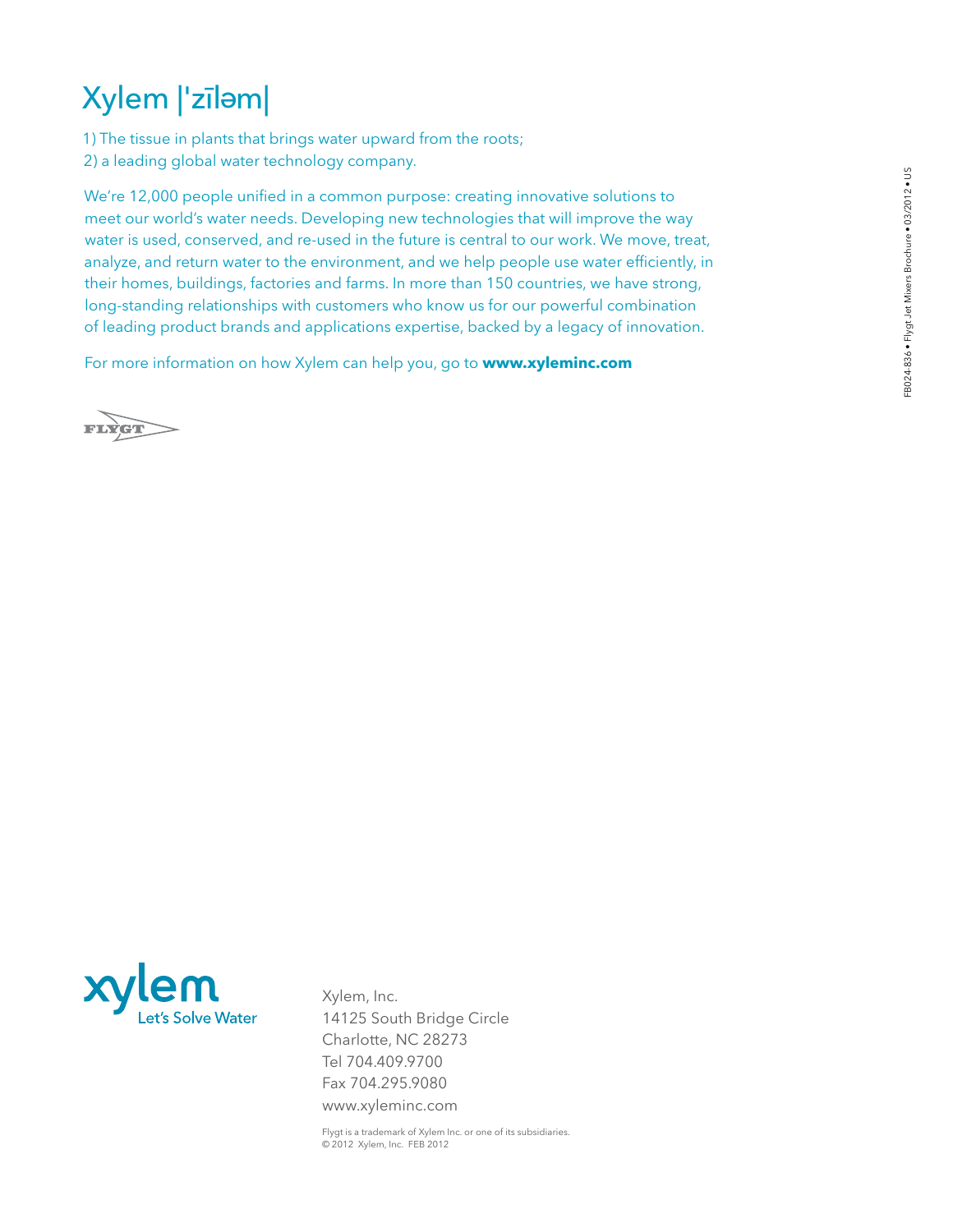# Xylem |'zīləm|

1) The tissue in plants that brings water upward from the roots;
2) a leading global water technology company.

We're 12,000 people unified in a common purpose: creating innovative solutions to meet our world's water needs. Developing new technologies that will improve the way water is used, conserved, and re-used in the future is central to our work. We move, treat, analyze, and return water to the environment, and we help people use water efficiently, in their homes, buildings, factories and farms. In more than 150 countries, we have strong, long-standing relationships with customers who know us for our powerful combination of leading product brands and applications expertise, backed by a legacy of innovation.

For more information on how Xylem can help you, go to **www.xyleminc.com**

FLYGT

xylem
Let's Solve Water

Xylem, Inc.
14125 South Bridge Circle
Charlotte, NC 28273
Tel 704.409.9700
Fax 704.295.9080
www.xyleminc.com

Flygt is a trademark of Xylem Inc. or one of its subsidiaries.
© 2012 Xylem, Inc. FEB 2012

FB024-836 • Flygt Jet Mixers Brochure • 03/2012 • US